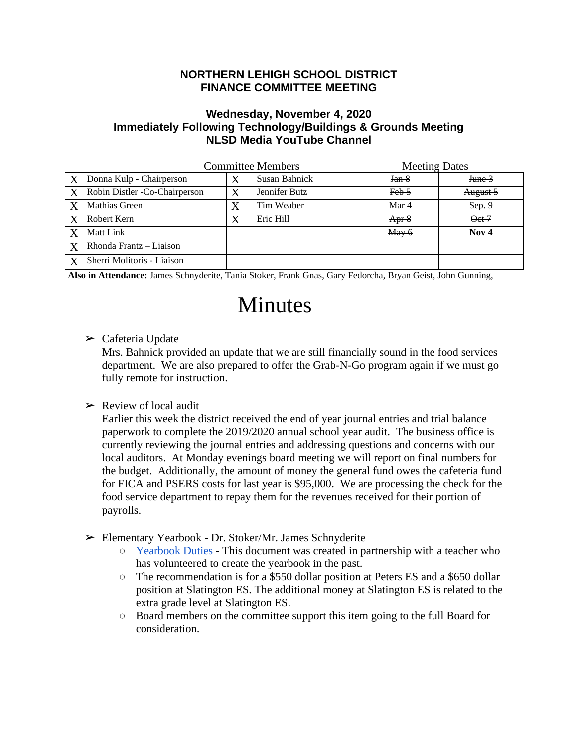**NORTHERN LEHIGH SCHOOL DISTRICT**
**FINANCE COMMITTEE MEETING**

**Wednesday, November 4, 2020**
**Immediately Following Technology/Buildings & Grounds Meeting**
**NLSD Media YouTube Channel**

| Committee Members | | | | Meeting Dates | |
|---|---|---|---|---|---|
| X | Donna Kulp - Chairperson | X | Susan Bahnick | ~~Jan 8~~ | ~~June 3~~ |
| X | Robin Distler -Co-Chairperson | X | Jennifer Butz | ~~Feb 5~~ | ~~August 5~~ |
| X | Mathias Green | X | Tim Weaber | ~~Mar 4~~ | ~~Sep. 9~~ |
| X | Robert Kern | X | Eric Hill | ~~Apr 8~~ | ~~Oct 7~~ |
| X | Matt Link | | | ~~May 6~~ | **Nov 4** |
| X | Rhonda Frantz – Liaison | | | | |
| X | Sherri Molitoris - Liaison | | | | |

**Also in Attendance:** James Schnyderite, Tania Stoker, Frank Gnas, Gary Fedorcha, Bryan Geist, John Gunning,

# Minutes

- ➢ Cafeteria Update
  Mrs. Bahnick provided an update that we are still financially sound in the food services department. We are also prepared to offer the Grab-N-Go program again if we must go fully remote for instruction.

- ➢ Review of local audit
  Earlier this week the district received the end of year journal entries and trial balance paperwork to complete the 2019/2020 annual school year audit. The business office is currently reviewing the journal entries and addressing questions and concerns with our local auditors. At Monday evenings board meeting we will report on final numbers for the budget. Additionally, the amount of money the general fund owes the cafeteria fund for FICA and PSERS costs for last year is $95,000. We are processing the check for the food service department to repay them for the revenues received for their portion of payrolls.

- ➢ Elementary Yearbook - Dr. Stoker/Mr. James Schnyderite
  - Yearbook Duties - This document was created in partnership with a teacher who has volunteered to create the yearbook in the past.
  - The recommendation is for a $550 dollar position at Peters ES and a $650 dollar position at Slatington ES. The additional money at Slatington ES is related to the extra grade level at Slatington ES.
  - Board members on the committee support this item going to the full Board for consideration.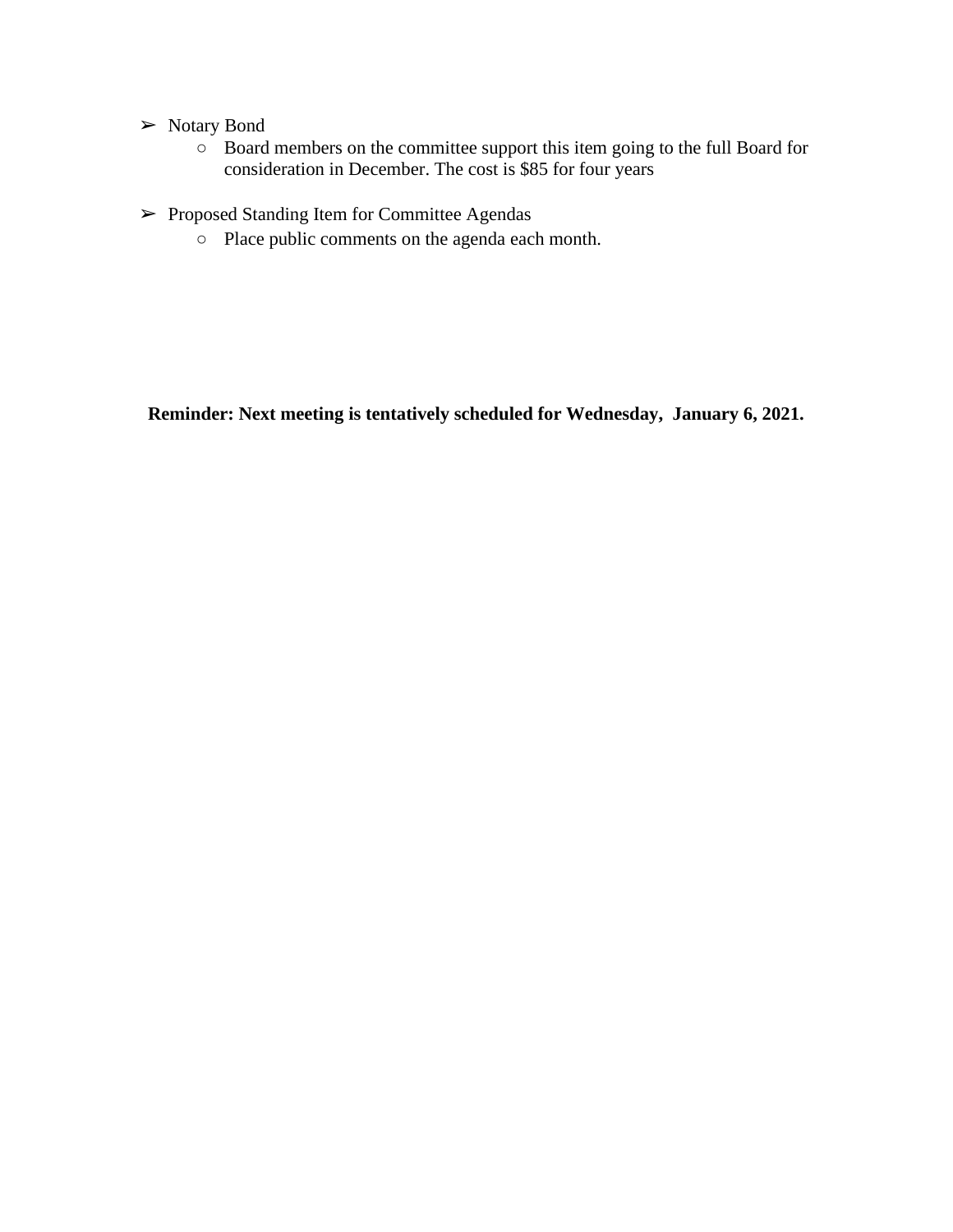- Notary Bond
  - Board members on the committee support this item going to the full Board for consideration in December. The cost is $85 for four years

- Proposed Standing Item for Committee Agendas
  - Place public comments on the agenda each month.

**Reminder: Next meeting is tentatively scheduled for Wednesday, January 6, 2021.**